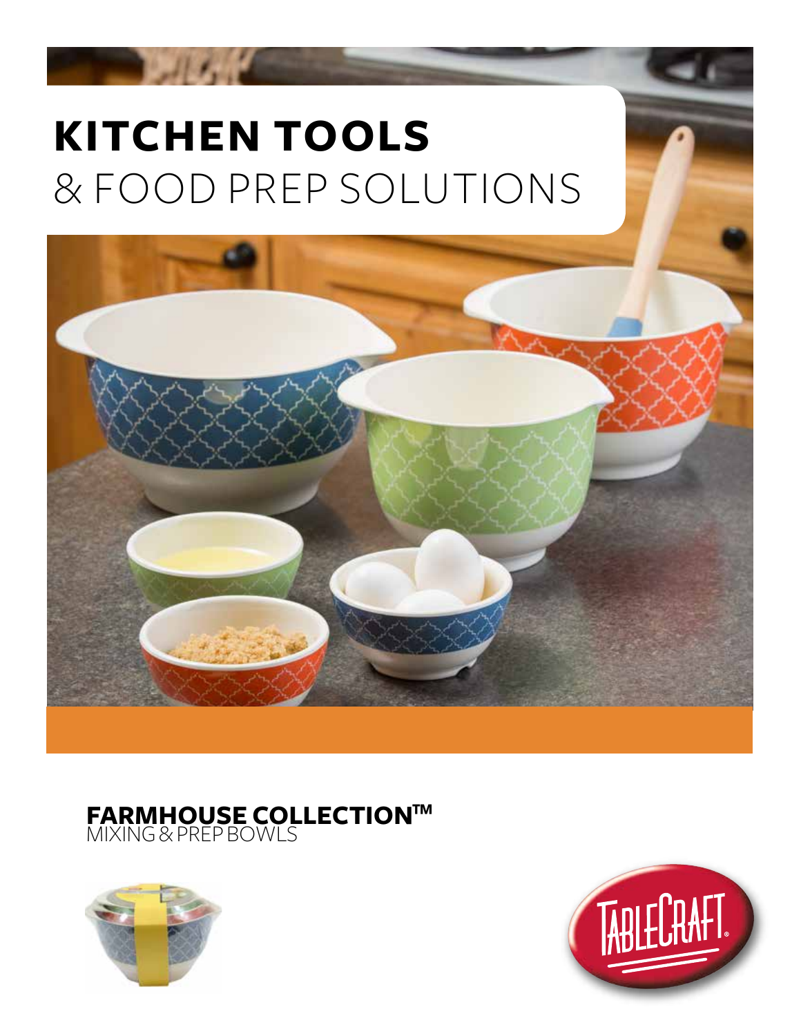# KITCHEN TOOLS
## & FOOD PREP SOLUTIONS

**FARMHOUSE COLLECTION™**
MIXING & PREP BOWLS

TABLECRAFT®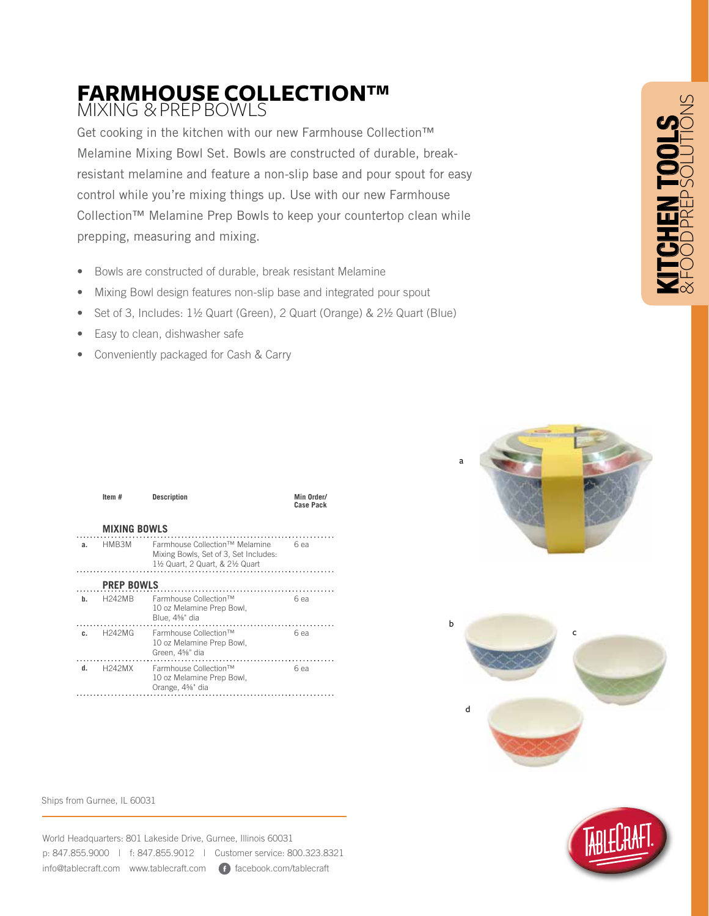# FARMHOUSE COLLECTION™
## MIXING & PREP BOWLS

Get cooking in the kitchen with our new Farmhouse Collection™ Melamine Mixing Bowl Set. Bowls are constructed of durable, break-resistant melamine and feature a non-slip base and pour spout for easy control while you're mixing things up. Use with our new Farmhouse Collection™ Melamine Prep Bowls to keep your countertop clean while prepping, measuring and mixing.

- Bowls are constructed of durable, break resistant Melamine
- Mixing Bowl design features non-slip base and integrated pour spout
- Set of 3, Includes: 1½ Quart (Green), 2 Quart (Orange) & 2½ Quart (Blue)
- Easy to clean, dishwasher safe
- Conveniently packaged for Cash & Carry

| | Item # | Description | Min Order/ Case Pack |
|---|---|---|---|
| | **MIXING BOWLS** | | |
| a. | HMB3M | Farmhouse Collection™ Melamine Mixing Bowls, Set of 3, Set Includes: 1½ Quart, 2 Quart, & 2½ Quart | 6 ea |
| | **PREP BOWLS** | | |
| b. | H242MB | Farmhouse Collection™ 10 oz Melamine Prep Bowl, Blue, 4⅝" dia | 6 ea |
| c. | H242MG | Farmhouse Collection™ 10 oz Melamine Prep Bowl, Green, 4⅝" dia | 6 ea |
| d. | H242MX | Farmhouse Collection™ 10 oz Melamine Prep Bowl, Orange, 4⅝" dia | 6 ea |

a

b

c

d

Ships from Gurnee, IL 60031

World Headquarters: 801 Lakeside Drive, Gurnee, Illinois 60031
p: 847.855.9000 | f: 847.855.9012 | Customer service: 800.323.8321
info@tablecraft.com www.tablecraft.com facebook.com/tablecraft